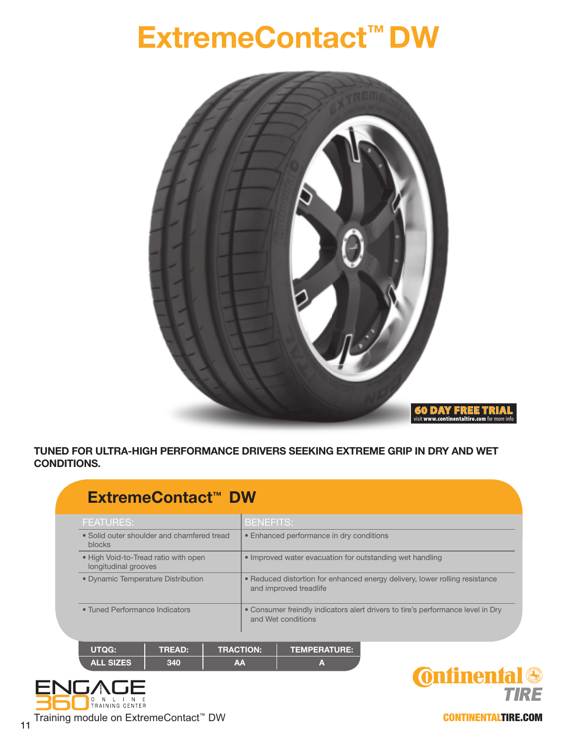# ExtremeContact™ DW

**60 DAY FREE TRIAL**
visit **www.continentaltire.com** for more info

**TUNED FOR ULTRA-HIGH PERFORMANCE DRIVERS SEEKING EXTREME GRIP IN DRY AND WET CONDITIONS.**

## ExtremeContact™ DW

| FEATURES: | BENEFITS: |
| --- | --- |
| • Solid outer shoulder and chamfered tread blocks | • Enhanced performance in dry conditions |
| • High Void-to-Tread ratio with open longitudinal grooves | • Improved water evacuation for outstanding wet handling |
| • Dynamic Temperature Distribution | • Reduced distortion for enhanced energy delivery, lower rolling resistance and improved treadlife |
| • Tuned Performance Indicators | • Consumer freindly indicators alert drivers to tire's performance level in Dry and Wet conditions |

| UTQG: | TREAD: | TRACTION: | TEMPERATURE: |
| --- | --- | --- | --- |
| ALL SIZES | 340 | AA | A |

ENGAGE 360 ONLINE TRAINING CENTER

Training module on ExtremeContact™ DW

Continental TIRE

CONTINENTALTIRE.COM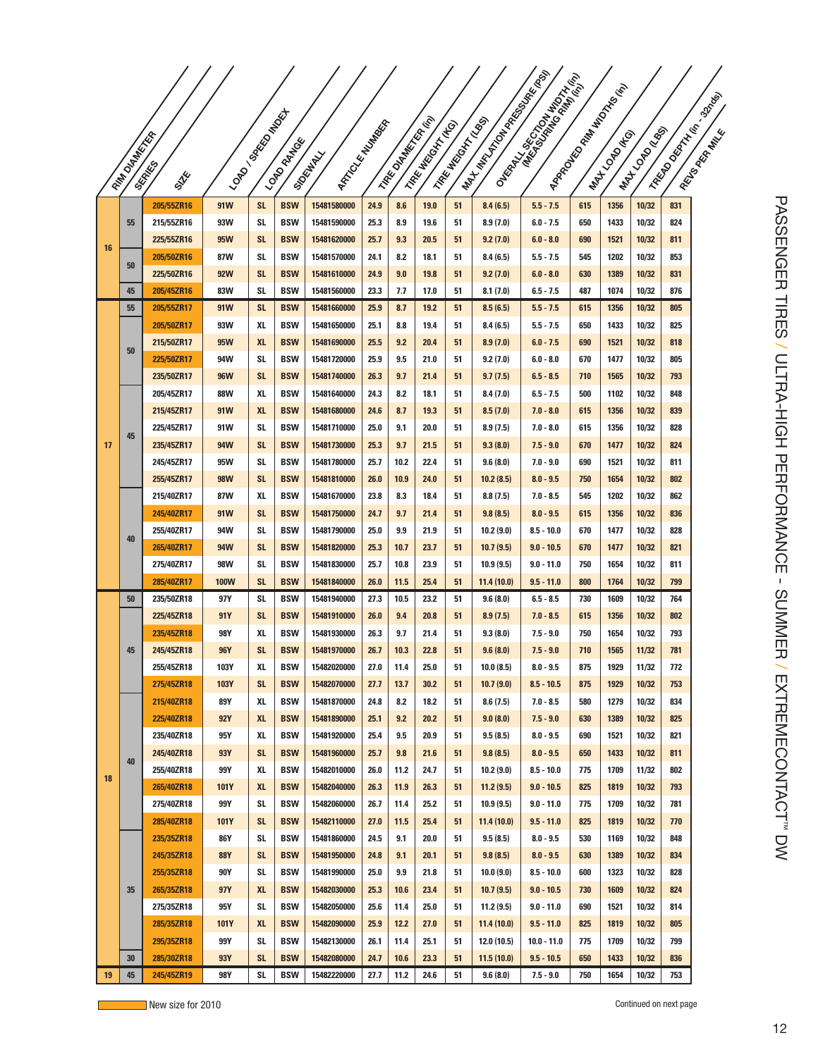# PASSENGER TIRES / ULTRA-HIGH PERFORMANCE - SUMMER / EXTREMECONTACT™ DW

| RIM DIAMETER | SERIES | SIZE | LOAD / SPEED INDEX | LOAD RANGE | SIDEWALL | ARTICLE NUMBER | TIRE DIAMETER (in) | TIRE WEIGHT (KG) | TIRE WEIGHT (LBS) | MAX. INFLATION PRESSURE (PSI) | OVERALL SECTION WIDTH (in) (MEASURING RIM) (in) | APPROVED RIM WIDTHS (in) | MAX LOAD (KG) | MAX LOAD (LBS) | TREAD DEPTH (in - 32nds) | REVS PER MILE |
|---|---|---|---|---|---|---|---|---|---|---|---|---|---|---|---|---|
| 16 | 55 | 205/55ZR16 | 91W | SL | BSW | 15481580000 | 24.9 | 8.6 | 19.0 | 51 | 8.4 (6.5) | 5.5 - 7.5 | 615 | 1356 | 10/32 | 831 |
| | | 215/55ZR16 | 93W | SL | BSW | 15481590000 | 25.3 | 8.9 | 19.6 | 51 | 8.9 (7.0) | 6.0 - 7.5 | 650 | 1433 | 10/32 | 824 |
| | | 225/55ZR16 | 95W | SL | BSW | 15481620000 | 25.7 | 9.3 | 20.5 | 51 | 9.2 (7.0) | 6.0 - 8.0 | 690 | 1521 | 10/32 | 811 |
| | 50 | 205/50ZR16 | 87W | SL | BSW | 15481570000 | 24.1 | 8.2 | 18.1 | 51 | 8.4 (6.5) | 5.5 - 7.5 | 545 | 1202 | 10/32 | 853 |
| | | 225/50ZR16 | 92W | SL | BSW | 15481610000 | 24.9 | 9.0 | 19.8 | 51 | 9.2 (7.0) | 6.0 - 8.0 | 630 | 1389 | 10/32 | 831 |
| | 45 | 205/45ZR16 | 83W | SL | BSW | 15481560000 | 23.3 | 7.7 | 17.0 | 51 | 8.1 (7.0) | 6.5 - 7.5 | 487 | 1074 | 10/32 | 876 |
| 17 | 55 | 205/55ZR17 | 91W | SL | BSW | 15481660000 | 25.9 | 8.7 | 19.2 | 51 | 8.5 (6.5) | 5.5 - 7.5 | 615 | 1356 | 10/32 | 805 |
| | 50 | 205/50ZR17 | 93W | XL | BSW | 15481650000 | 25.1 | 8.8 | 19.4 | 51 | 8.4 (6.5) | 5.5 - 7.5 | 650 | 1433 | 10/32 | 825 |
| | | 215/50ZR17 | 95W | XL | BSW | 15481690000 | 25.5 | 9.2 | 20.4 | 51 | 8.9 (7.0) | 6.0 - 7.5 | 690 | 1521 | 10/32 | 818 |
| | | 225/50ZR17 | 94W | SL | BSW | 15481720000 | 25.9 | 9.5 | 21.0 | 51 | 9.2 (7.0) | 6.0 - 8.0 | 670 | 1477 | 10/32 | 805 |
| | | 235/50ZR17 | 96W | SL | BSW | 15481740000 | 26.3 | 9.7 | 21.4 | 51 | 9.7 (7.5) | 6.5 - 8.5 | 710 | 1565 | 10/32 | 793 |
| | 45 | 205/45ZR17 | 88W | XL | BSW | 15481640000 | 24.3 | 8.2 | 18.1 | 51 | 8.4 (7.0) | 6.5 - 7.5 | 500 | 1102 | 10/32 | 848 |
| | | 215/45ZR17 | 91W | XL | BSW | 15481680000 | 24.6 | 8.7 | 19.3 | 51 | 8.5 (7.0) | 7.0 - 8.0 | 615 | 1356 | 10/32 | 839 |
| | | 225/45ZR17 | 91W | SL | BSW | 15481710000 | 25.0 | 9.1 | 20.0 | 51 | 8.9 (7.5) | 7.0 - 8.0 | 615 | 1356 | 10/32 | 828 |
| | | 235/45ZR17 | 94W | SL | BSW | 15481730000 | 25.3 | 9.7 | 21.5 | 51 | 9.3 (8.0) | 7.5 - 9.0 | 670 | 1477 | 10/32 | 824 |
| | | 245/45ZR17 | 95W | SL | BSW | 15481780000 | 25.7 | 10.2 | 22.4 | 51 | 9.6 (8.0) | 7.0 - 9.0 | 690 | 1521 | 10/32 | 811 |
| | | 255/45ZR17 | 98W | SL | BSW | 15481810000 | 26.0 | 10.9 | 24.0 | 51 | 10.2 (8.5) | 8.0 - 9.5 | 750 | 1654 | 10/32 | 802 |
| | 40 | 215/40ZR17 | 87W | XL | BSW | 15481670000 | 23.8 | 8.3 | 18.4 | 51 | 8.8 (7.5) | 7.0 - 8.5 | 545 | 1202 | 10/32 | 862 |
| | | 245/40ZR17 | 91W | SL | BSW | 15481750000 | 24.7 | 9.7 | 21.4 | 51 | 9.8 (8.5) | 8.0 - 9.5 | 615 | 1356 | 10/32 | 836 |
| | | 255/40ZR17 | 94W | SL | BSW | 15481790000 | 25.0 | 9.9 | 21.9 | 51 | 10.2 (9.0) | 8.5 - 10.0 | 670 | 1477 | 10/32 | 828 |
| | | 265/40ZR17 | 94W | SL | BSW | 15481820000 | 25.3 | 10.7 | 23.7 | 51 | 10.7 (9.5) | 9.0 - 10.5 | 670 | 1477 | 10/32 | 821 |
| | | 275/40ZR17 | 98W | SL | BSW | 15481830000 | 25.7 | 10.8 | 23.9 | 51 | 10.9 (9.5) | 9.0 - 11.0 | 750 | 1654 | 10/32 | 811 |
| | | 285/40ZR17 | 100W | SL | BSW | 15481840000 | 26.0 | 11.5 | 25.4 | 51 | 11.4 (10.0) | 9.5 - 11.0 | 800 | 1764 | 10/32 | 799 |
| 18 | 50 | 235/50ZR18 | 97Y | SL | BSW | 15481940000 | 27.3 | 10.5 | 23.2 | 51 | 9.6 (8.0) | 6.5 - 8.5 | 730 | 1609 | 10/32 | 764 |
| | 45 | 225/45ZR18 | 91Y | SL | BSW | 15481910000 | 26.0 | 9.4 | 20.8 | 51 | 8.9 (7.5) | 7.0 - 8.5 | 615 | 1356 | 10/32 | 802 |
| | | 235/45ZR18 | 98Y | XL | BSW | 15481930000 | 26.3 | 9.7 | 21.4 | 51 | 9.3 (8.0) | 7.5 - 9.0 | 750 | 1654 | 10/32 | 793 |
| | | 245/45ZR18 | 96Y | SL | BSW | 15481970000 | 26.7 | 10.3 | 22.8 | 51 | 9.6 (8.0) | 7.5 - 9.0 | 710 | 1565 | 11/32 | 781 |
| | | 255/45ZR18 | 103Y | XL | BSW | 15482020000 | 27.0 | 11.4 | 25.0 | 51 | 10.0 (8.5) | 8.0 - 9.5 | 875 | 1929 | 11/32 | 772 |
| | | 275/45ZR18 | 103Y | SL | BSW | 15482070000 | 27.7 | 13.7 | 30.2 | 51 | 10.7 (9.0) | 8.5 - 10.5 | 875 | 1929 | 10/32 | 753 |
| | 40 | 215/40ZR18 | 89Y | XL | BSW | 15481870000 | 24.8 | 8.2 | 18.2 | 51 | 8.6 (7.5) | 7.0 - 8.5 | 580 | 1279 | 10/32 | 834 |
| | | 225/40ZR18 | 92Y | XL | BSW | 15481890000 | 25.1 | 9.2 | 20.2 | 51 | 9.0 (8.0) | 7.5 - 9.0 | 630 | 1389 | 10/32 | 825 |
| | | 235/40ZR18 | 95Y | XL | BSW | 15481920000 | 25.4 | 9.5 | 20.9 | 51 | 9.5 (8.5) | 8.0 - 9.5 | 690 | 1521 | 10/32 | 821 |
| | | 245/40ZR18 | 93Y | SL | BSW | 15481960000 | 25.7 | 9.8 | 21.6 | 51 | 9.8 (8.5) | 8.0 - 9.5 | 650 | 1433 | 10/32 | 811 |
| | | 255/40ZR18 | 99Y | XL | BSW | 15482010000 | 26.0 | 11.2 | 24.7 | 51 | 10.2 (9.0) | 8.5 - 10.0 | 775 | 1709 | 11/32 | 802 |
| | | 265/40ZR18 | 101Y | XL | BSW | 15482040000 | 26.3 | 11.9 | 26.3 | 51 | 11.2 (9.5) | 9.0 - 10.5 | 825 | 1819 | 10/32 | 793 |
| | | 275/40ZR18 | 99Y | SL | BSW | 15482060000 | 26.7 | 11.4 | 25.2 | 51 | 10.9 (9.5) | 9.0 - 11.0 | 775 | 1709 | 10/32 | 781 |
| | | 285/40ZR18 | 101Y | SL | BSW | 15482110000 | 27.0 | 11.5 | 25.4 | 51 | 11.4 (10.0) | 9.5 - 11.0 | 825 | 1819 | 10/32 | 770 |
| | 35 | 235/35ZR18 | 86Y | SL | BSW | 15481860000 | 24.5 | 9.1 | 20.0 | 51 | 9.5 (8.5) | 8.0 - 9.5 | 530 | 1169 | 10/32 | 848 |
| | | 245/35ZR18 | 88Y | SL | BSW | 15481950000 | 24.8 | 9.1 | 20.1 | 51 | 9.8 (8.5) | 8.0 - 9.5 | 630 | 1389 | 10/32 | 834 |
| | | 255/35ZR18 | 90Y | SL | BSW | 15481990000 | 25.0 | 9.9 | 21.8 | 51 | 10.0 (9.0) | 8.5 - 10.0 | 600 | 1323 | 10/32 | 828 |
| | | 265/35ZR18 | 97Y | XL | BSW | 15482030000 | 25.3 | 10.6 | 23.4 | 51 | 10.7 (9.5) | 9.0 - 10.5 | 730 | 1609 | 10/32 | 824 |
| | | 275/35ZR18 | 95Y | SL | BSW | 15482050000 | 25.6 | 11.4 | 25.0 | 51 | 11.2 (9.5) | 9.0 - 11.0 | 690 | 1521 | 10/32 | 814 |
| | | 285/35ZR18 | 101Y | XL | BSW | 15482090000 | 25.9 | 12.2 | 27.0 | 51 | 11.4 (10.0) | 9.5 - 11.0 | 825 | 1819 | 10/32 | 805 |
| | | 295/35ZR18 | 99Y | SL | BSW | 15482130000 | 26.1 | 11.4 | 25.1 | 51 | 12.0 (10.5) | 10.0 - 11.0 | 775 | 1709 | 10/32 | 799 |
| | 30 | 285/30ZR18 | 93Y | SL | BSW | 15482080000 | 24.7 | 10.6 | 23.3 | 51 | 11.5 (10.0) | 9.5 - 10.5 | 650 | 1433 | 10/32 | 836 |
| 19 | 45 | 245/45ZR19 | 98Y | SL | BSW | 15482220000 | 27.7 | 11.2 | 24.6 | 51 | 9.6 (8.0) | 7.5 - 9.0 | 750 | 1654 | 10/32 | 753 |

New size for 2010

Continued on next page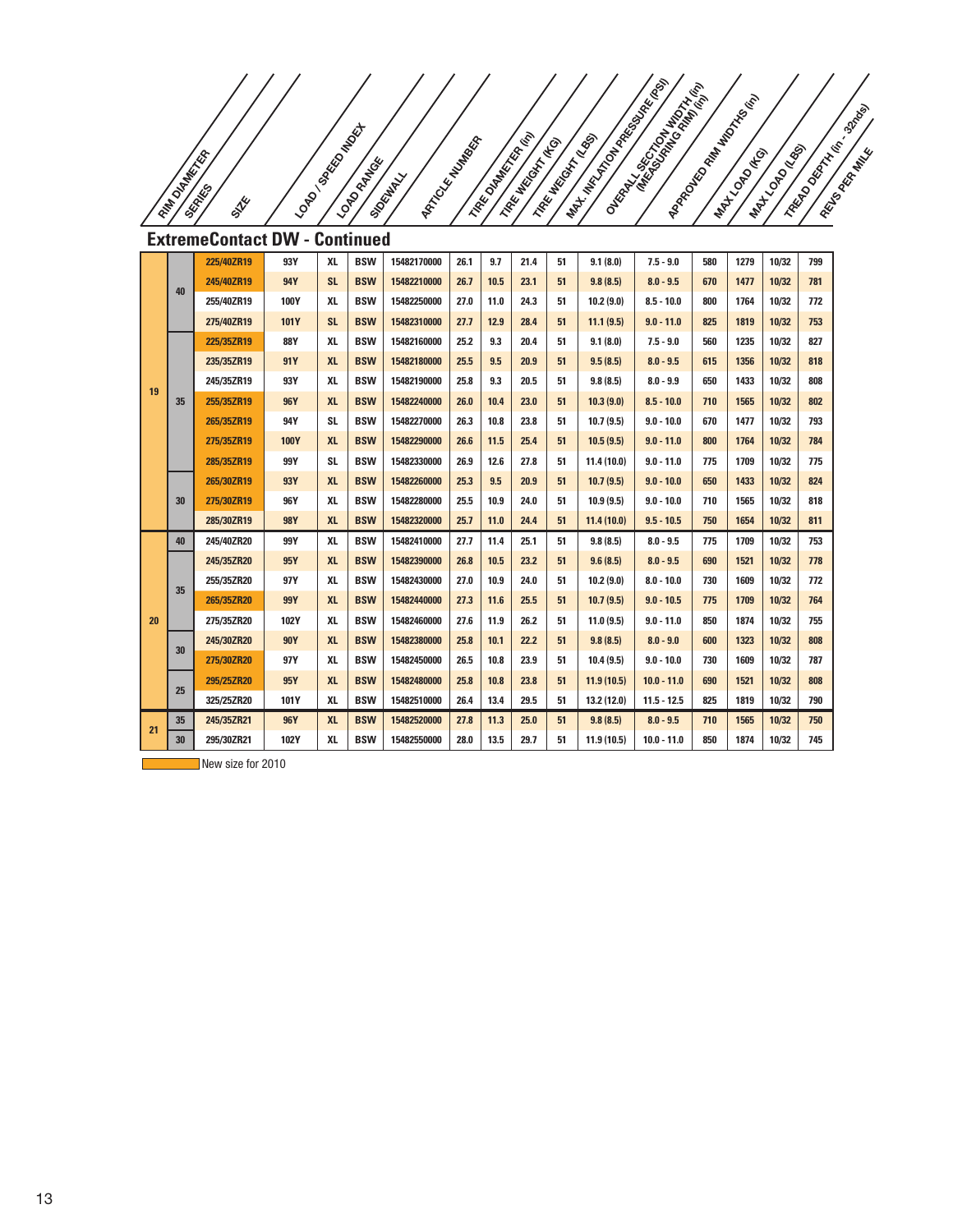## ExtremeContact DW - Continued

| RIM DIAMETER | SERIES | SIZE | LOAD / SPEED INDEX | LOAD RANGE | SIDEWALL | ARTICLE NUMBER | TIRE DIAMETER (in) | TIRE WEIGHT (KG) | TIRE WEIGHT (LBS) | MAX. INFLATION PRESSURE (PSI) | OVERALL SECTION WIDTH (in) (MEASURING RIM) (in) | APPROVED RIM WIDTHS (in) | MAX LOAD (KG) | MAX LOAD (LBS) | TREAD DEPTH (in - 32nds) | REVS PER MILE |
|---|---|---|---|---|---|---|---|---|---|---|---|---|---|---|---|---|
| 19 | 40 | 225/40ZR19 | 93Y | XL | BSW | 15482170000 | 26.1 | 9.7 | 21.4 | 51 | 9.1 (8.0) | 7.5 - 9.0 | 580 | 1279 | 10/32 | 799 |
| | | 245/40ZR19 | 94Y | SL | BSW | 15482210000 | 26.7 | 10.5 | 23.1 | 51 | 9.8 (8.5) | 8.0 - 9.5 | 670 | 1477 | 10/32 | 781 |
| | | 255/40ZR19 | 100Y | XL | BSW | 15482250000 | 27.0 | 11.0 | 24.3 | 51 | 10.2 (9.0) | 8.5 - 10.0 | 800 | 1764 | 10/32 | 772 |
| | | 275/40ZR19 | 101Y | SL | BSW | 15482310000 | 27.7 | 12.9 | 28.4 | 51 | 11.1 (9.5) | 9.0 - 11.0 | 825 | 1819 | 10/32 | 753 |
| | 35 | 225/35ZR19 | 88Y | XL | BSW | 15482160000 | 25.2 | 9.3 | 20.4 | 51 | 9.1 (8.0) | 7.5 - 9.0 | 560 | 1235 | 10/32 | 827 |
| | | 235/35ZR19 | 91Y | XL | BSW | 15482180000 | 25.5 | 9.5 | 20.9 | 51 | 9.5 (8.5) | 8.0 - 9.5 | 615 | 1356 | 10/32 | 818 |
| | | 245/35ZR19 | 93Y | XL | BSW | 15482190000 | 25.8 | 9.3 | 20.5 | 51 | 9.8 (8.5) | 8.0 - 9.9 | 650 | 1433 | 10/32 | 808 |
| | | 255/35ZR19 | 96Y | XL | BSW | 15482240000 | 26.0 | 10.4 | 23.0 | 51 | 10.3 (9.0) | 8.5 - 10.0 | 710 | 1565 | 10/32 | 802 |
| | | 265/35ZR19 | 94Y | SL | BSW | 15482270000 | 26.3 | 10.8 | 23.8 | 51 | 10.7 (9.5) | 9.0 - 10.0 | 670 | 1477 | 10/32 | 793 |
| | | 275/35ZR19 | 100Y | XL | BSW | 15482290000 | 26.6 | 11.5 | 25.4 | 51 | 10.5 (9.5) | 9.0 - 11.0 | 800 | 1764 | 10/32 | 784 |
| | | 285/35ZR19 | 99Y | SL | BSW | 15482330000 | 26.9 | 12.6 | 27.8 | 51 | 11.4 (10.0) | 9.0 - 11.0 | 775 | 1709 | 10/32 | 775 |
| | 30 | 265/30ZR19 | 93Y | XL | BSW | 15482260000 | 25.3 | 9.5 | 20.9 | 51 | 10.7 (9.5) | 9.0 - 10.0 | 650 | 1433 | 10/32 | 824 |
| | | 275/30ZR19 | 96Y | XL | BSW | 15482280000 | 25.5 | 10.9 | 24.0 | 51 | 10.9 (9.5) | 9.0 - 10.0 | 710 | 1565 | 10/32 | 818 |
| | | 285/30ZR19 | 98Y | XL | BSW | 15482320000 | 25.7 | 11.0 | 24.4 | 51 | 11.4 (10.0) | 9.5 - 10.5 | 750 | 1654 | 10/32 | 811 |
| 20 | 40 | 245/40ZR20 | 99Y | XL | BSW | 15482410000 | 27.7 | 11.4 | 25.1 | 51 | 9.8 (8.5) | 8.0 - 9.5 | 775 | 1709 | 10/32 | 753 |
| | 35 | 245/35ZR20 | 95Y | XL | BSW | 15482390000 | 26.8 | 10.5 | 23.2 | 51 | 9.6 (8.5) | 8.0 - 9.5 | 690 | 1521 | 10/32 | 778 |
| | | 255/35ZR20 | 97Y | XL | BSW | 15482430000 | 27.0 | 10.9 | 24.0 | 51 | 10.2 (9.0) | 8.0 - 10.0 | 730 | 1609 | 10/32 | 772 |
| | | 265/35ZR20 | 99Y | XL | BSW | 15482440000 | 27.3 | 11.6 | 25.5 | 51 | 10.7 (9.5) | 9.0 - 10.5 | 775 | 1709 | 10/32 | 764 |
| | | 275/35ZR20 | 102Y | XL | BSW | 15482460000 | 27.6 | 11.9 | 26.2 | 51 | 11.0 (9.5) | 9.0 - 11.0 | 850 | 1874 | 10/32 | 755 |
| | 30 | 245/30ZR20 | 90Y | XL | BSW | 15482380000 | 25.8 | 10.1 | 22.2 | 51 | 9.8 (8.5) | 8.0 - 9.0 | 600 | 1323 | 10/32 | 808 |
| | | 275/30ZR20 | 97Y | XL | BSW | 15482450000 | 26.5 | 10.8 | 23.9 | 51 | 10.4 (9.5) | 9.0 - 10.0 | 730 | 1609 | 10/32 | 787 |
| | 25 | 295/25ZR20 | 95Y | XL | BSW | 15482480000 | 25.8 | 10.8 | 23.8 | 51 | 11.9 (10.5) | 10.0 - 11.0 | 690 | 1521 | 10/32 | 808 |
| | | 325/25ZR20 | 101Y | XL | BSW | 15482510000 | 26.4 | 13.4 | 29.5 | 51 | 13.2 (12.0) | 11.5 - 12.5 | 825 | 1819 | 10/32 | 790 |
| 21 | 35 | 245/35ZR21 | 96Y | XL | BSW | 15482520000 | 27.8 | 11.3 | 25.0 | 51 | 9.8 (8.5) | 8.0 - 9.5 | 710 | 1565 | 10/32 | 750 |
| | 30 | 295/30ZR21 | 102Y | XL | BSW | 15482550000 | 28.0 | 13.5 | 29.7 | 51 | 11.9 (10.5) | 10.0 - 11.0 | 850 | 1874 | 10/32 | 745 |

New size for 2010